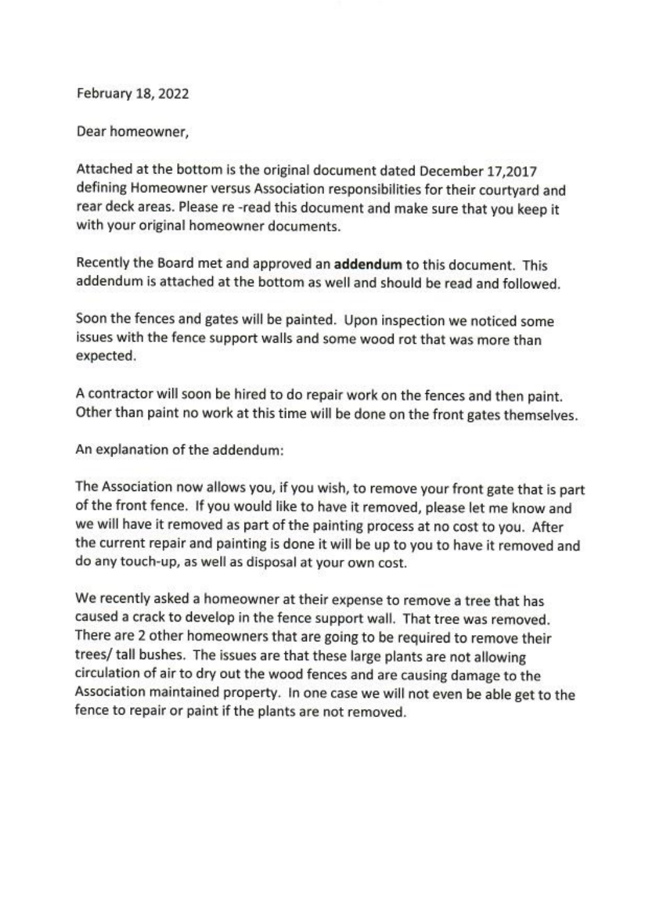February 18, 2022

Dear homeowner,

Attached at the bottom is the original document dated December 17,2017 defining Homeowner versus Association responsibilities for their courtyard and rear deck areas. Please re -read this document and make sure that you keep it with your original homeowner documents.

Recently the Board met and approved an **addendum** to this document. This addendum is attached at the bottom as well and should be read and followed.

Soon the fences and gates will be painted. Upon inspection we noticed some issues with the fence support walls and some wood rot that was more than expected.

A contractor will soon be hired to do repair work on the fences and then paint. Other than paint no work at this time will be done on the front gates themselves.

An explanation of the addendum:

The Association now allows you, if you wish, to remove your front gate that is part of the front fence. If you would like to have it removed, please let me know and we will have it removed as part of the painting process at no cost to you. After the current repair and painting is done it will be up to you to have it removed and do any touch-up, as well as disposal at your own cost.

We recently asked a homeowner at their expense to remove a tree that has caused a crack to develop in the fence support wall. That tree was removed. There are 2 other homeowners that are going to be required to remove their trees/ tall bushes. The issues are that these large plants are not allowing circulation of air to dry out the wood fences and are causing damage to the Association maintained property. In one case we will not even be able get to the fence to repair or paint if the plants are not removed.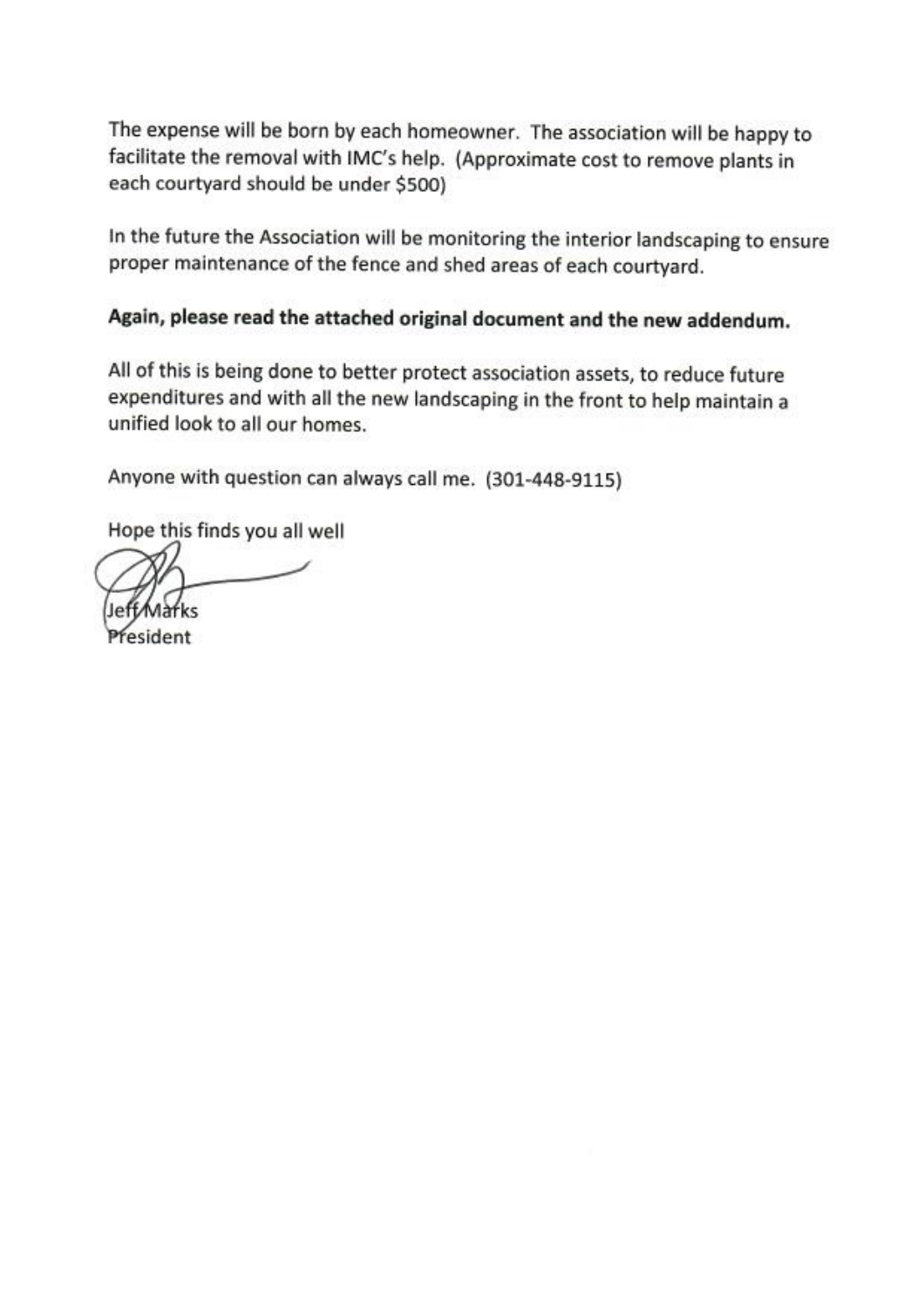The expense will be born by each homeowner. The association will be happy to facilitate the removal with IMC's help. (Approximate cost to remove plants in each courtyard should be under $500)

In the future the Association will be monitoring the interior landscaping to ensure proper maintenance of the fence and shed areas of each courtyard.

**Again, please read the attached original document and the new addendum.**

All of this is being done to better protect association assets, to reduce future expenditures and with all the new landscaping in the front to help maintain a unified look to all our homes.

Anyone with question can always call me. (301-448-9115)

Hope this finds you all well

Jeff Marks
President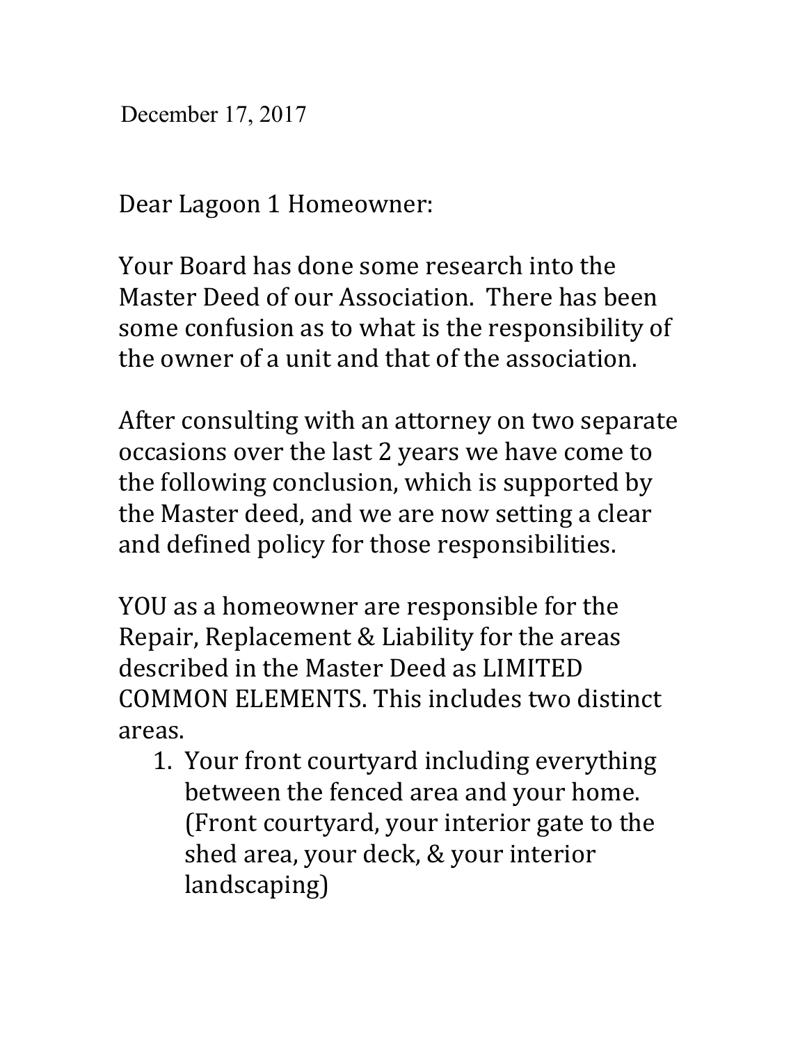December 17, 2017

Dear Lagoon 1 Homeowner:

Your Board has done some research into the Master Deed of our Association. There has been some confusion as to what is the responsibility of the owner of a unit and that of the association.

After consulting with an attorney on two separate occasions over the last 2 years we have come to the following conclusion, which is supported by the Master deed, and we are now setting a clear and defined policy for those responsibilities.

YOU as a homeowner are responsible for the Repair, Replacement & Liability for the areas described in the Master Deed as LIMITED COMMON ELEMENTS. This includes two distinct areas.

1. Your front courtyard including everything between the fenced area and your home. (Front courtyard, your interior gate to the shed area, your deck, & your interior landscaping)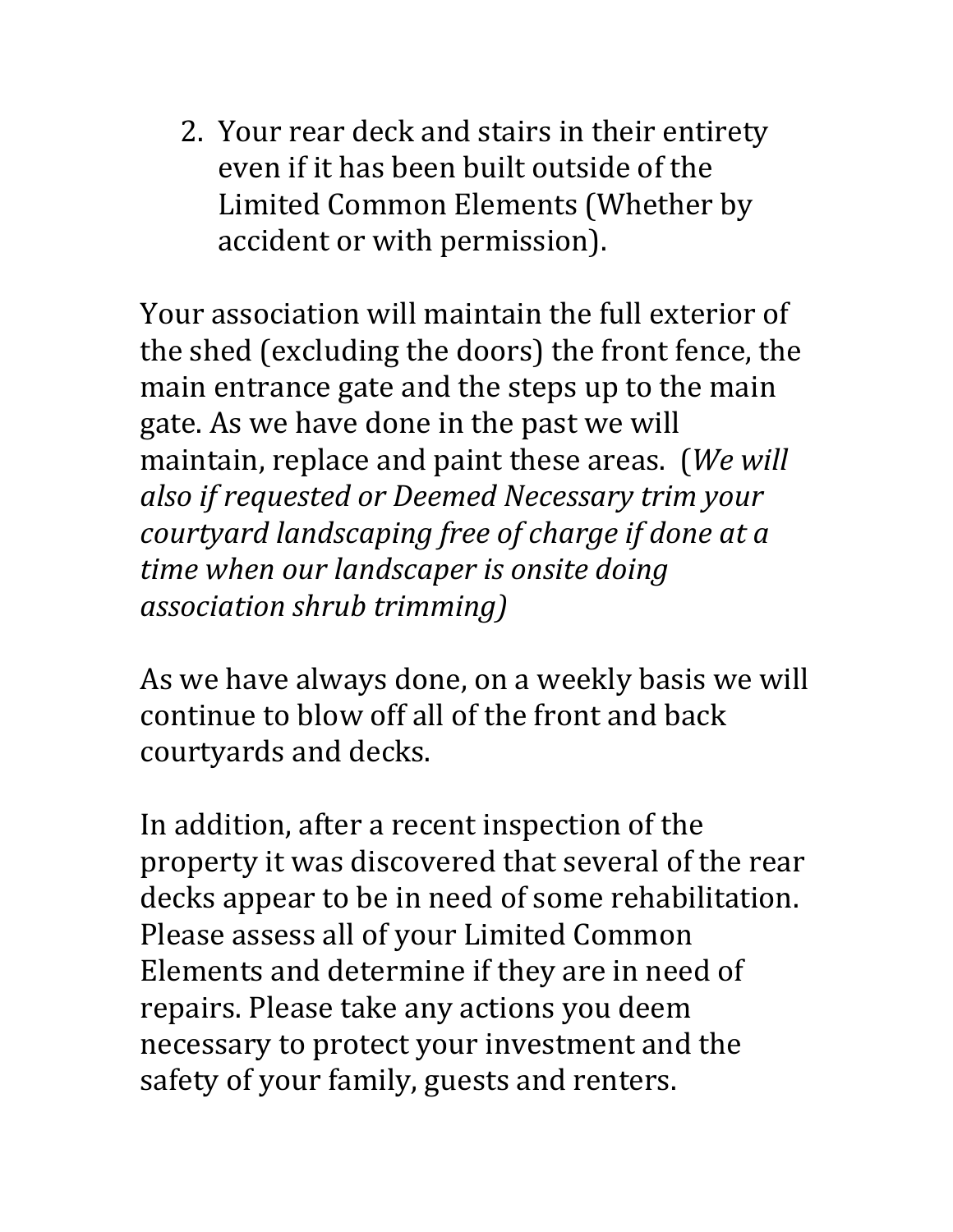2. Your rear deck and stairs in their entirety even if it has been built outside of the Limited Common Elements (Whether by accident or with permission).

Your association will maintain the full exterior of the shed (excluding the doors) the front fence, the main entrance gate and the steps up to the main gate. As we have done in the past we will maintain, replace and paint these areas. (*We will also if requested or Deemed Necessary trim your courtyard landscaping free of charge if done at a time when our landscaper is onsite doing association shrub trimming)*

As we have always done, on a weekly basis we will continue to blow off all of the front and back courtyards and decks.

In addition, after a recent inspection of the property it was discovered that several of the rear decks appear to be in need of some rehabilitation. Please assess all of your Limited Common Elements and determine if they are in need of repairs. Please take any actions you deem necessary to protect your investment and the safety of your family, guests and renters.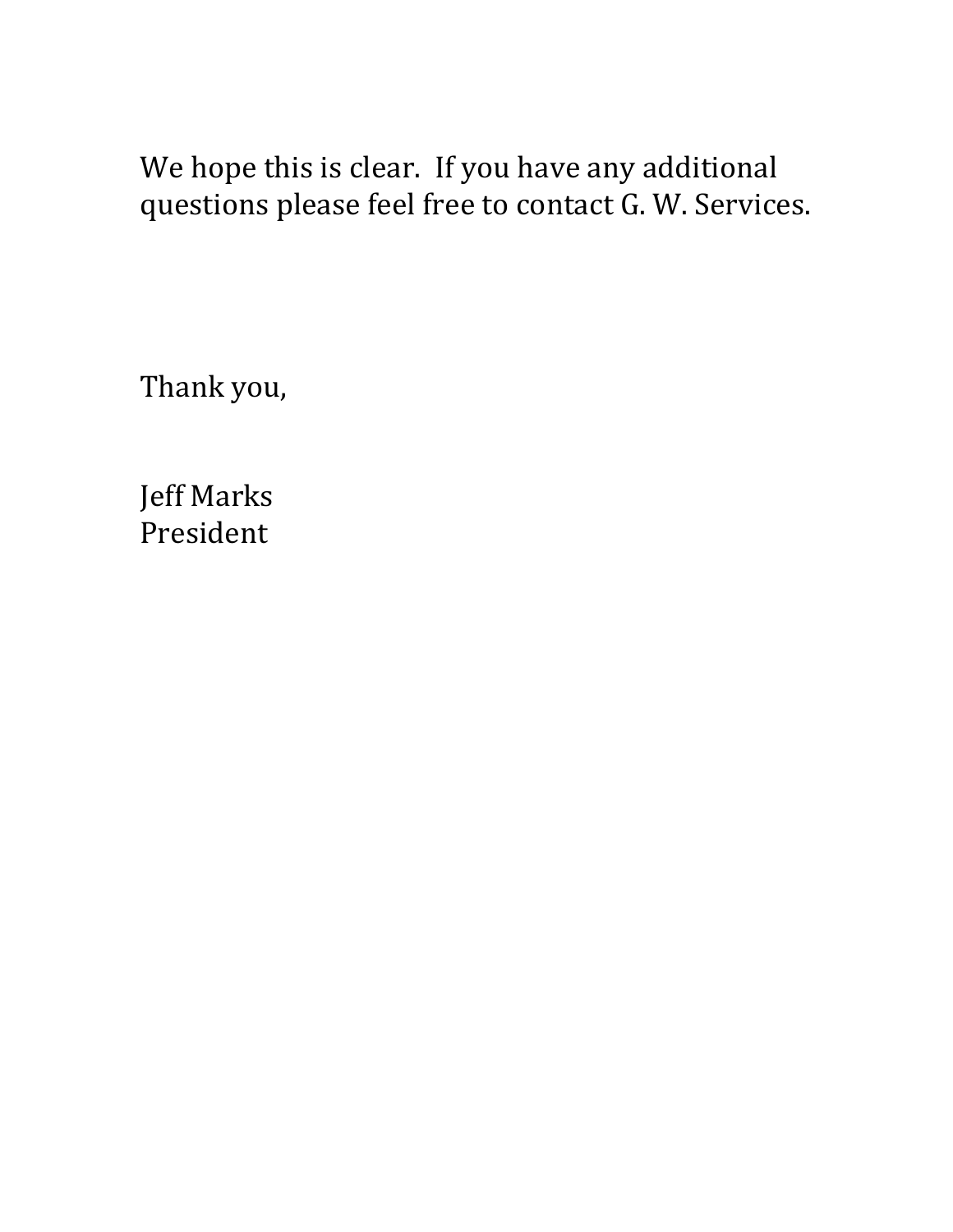We hope this is clear. If you have any additional questions please feel free to contact G. W. Services.

Thank you,

Jeff Marks
President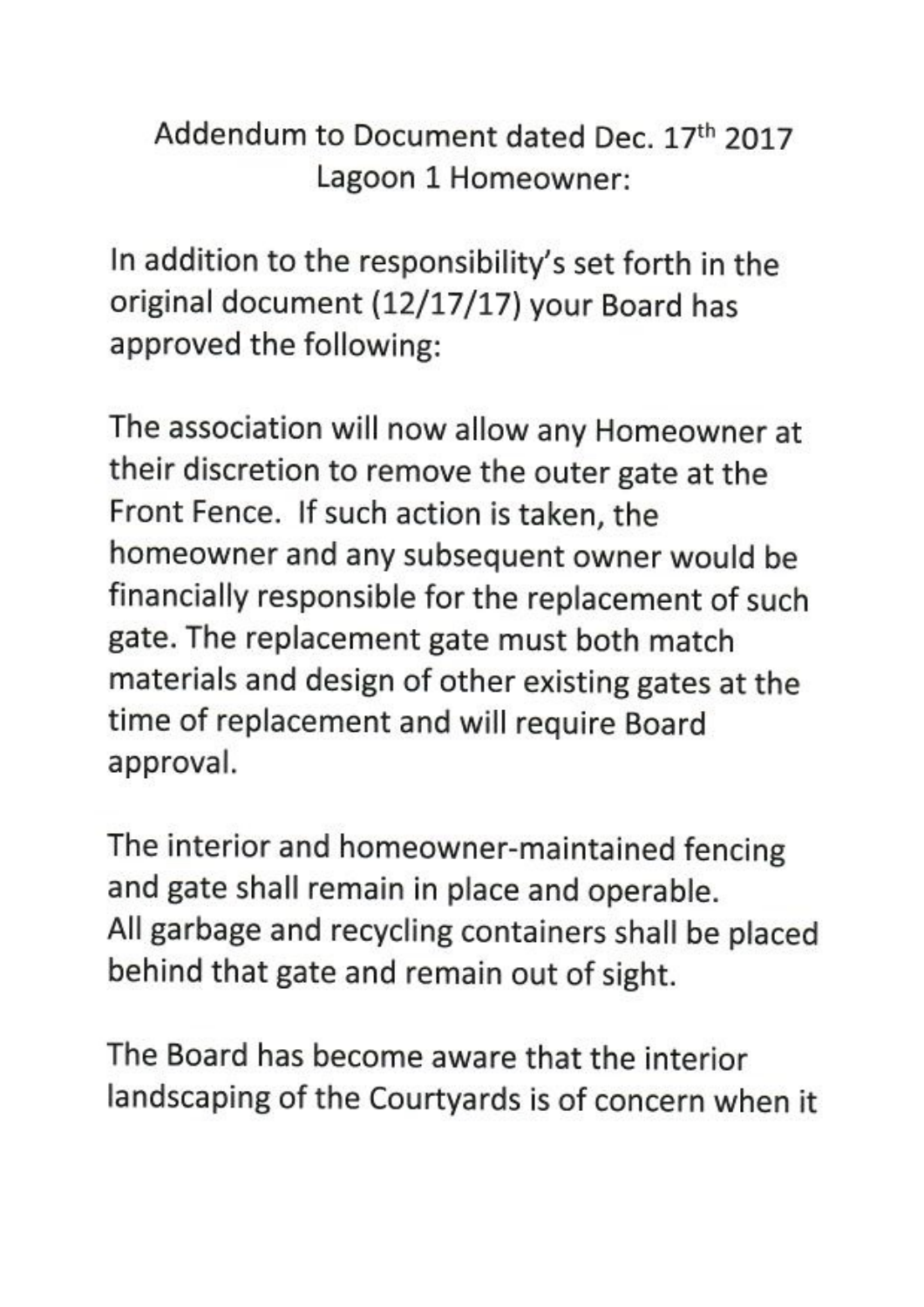Addendum to Document dated Dec. 17th 2017
Lagoon 1 Homeowner:

In addition to the responsibility's set forth in the original document (12/17/17) your Board has approved the following:

The association will now allow any Homeowner at their discretion to remove the outer gate at the Front Fence. If such action is taken, the homeowner and any subsequent owner would be financially responsible for the replacement of such gate. The replacement gate must both match materials and design of other existing gates at the time of replacement and will require Board approval.

The interior and homeowner-maintained fencing and gate shall remain in place and operable.
All garbage and recycling containers shall be placed behind that gate and remain out of sight.

The Board has become aware that the interior landscaping of the Courtyards is of concern when it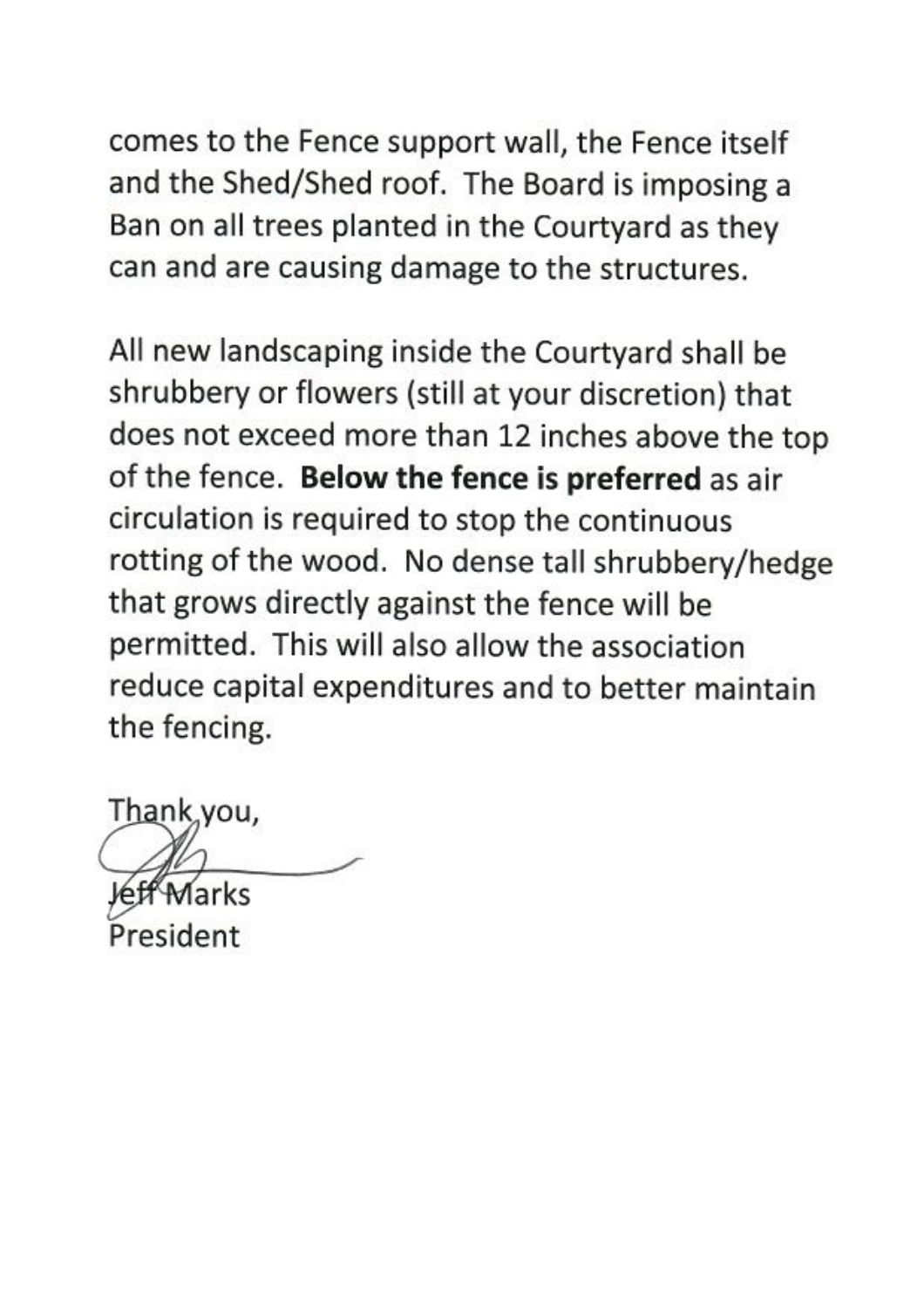comes to the Fence support wall, the Fence itself and the Shed/Shed roof. The Board is imposing a Ban on all trees planted in the Courtyard as they can and are causing damage to the structures.

All new landscaping inside the Courtyard shall be shrubbery or flowers (still at your discretion) that does not exceed more than 12 inches above the top of the fence. **Below the fence is preferred** as air circulation is required to stop the continuous rotting of the wood. No dense tall shrubbery/hedge that grows directly against the fence will be permitted. This will also allow the association reduce capital expenditures and to better maintain the fencing.

Thank you,

Jeff Marks
President